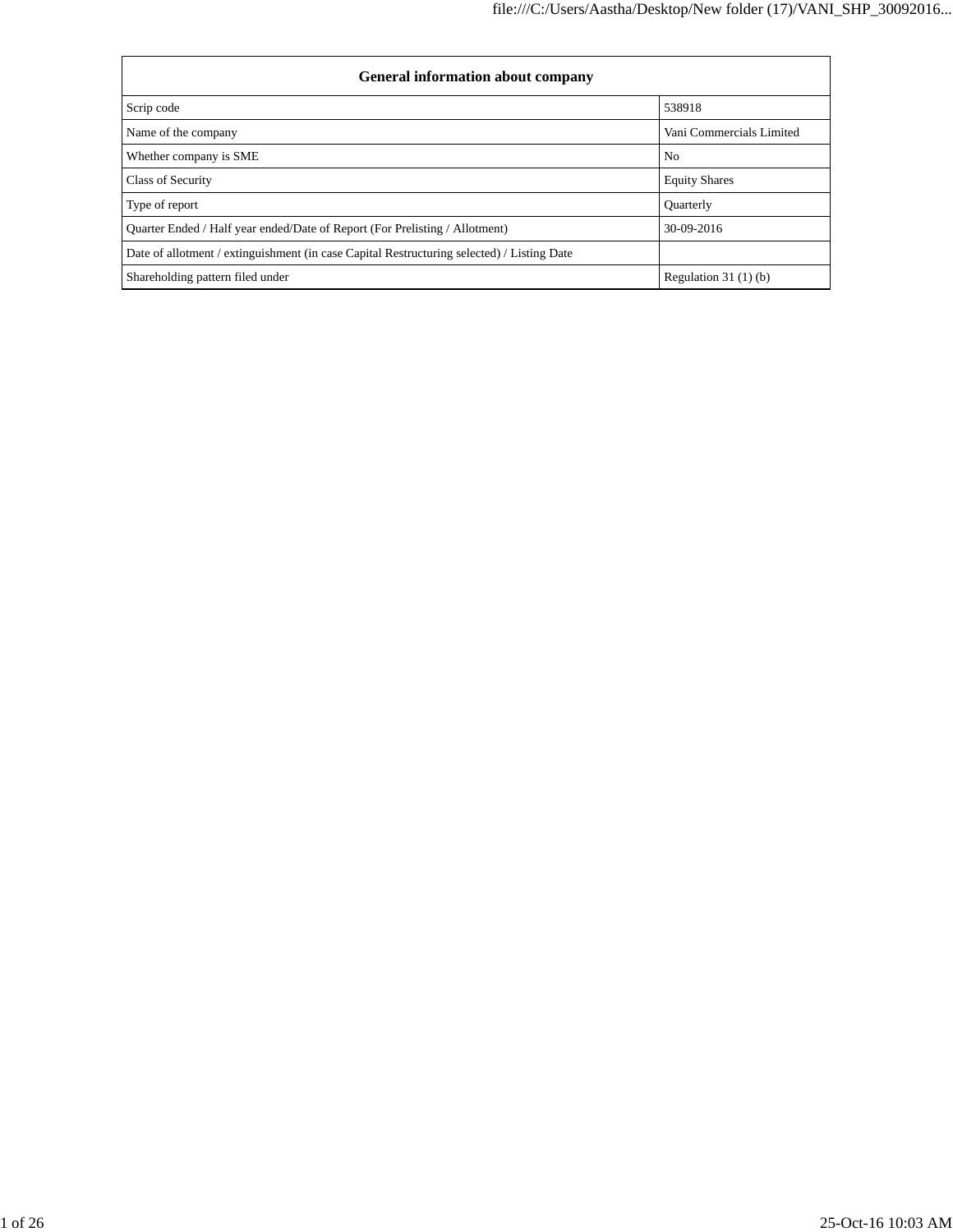| General information about company | |
|---|---|
| Scrip code | 538918 |
| Name of the company | Vani Commercials Limited |
| Whether company is SME | No |
| Class of Security | Equity Shares |
| Type of report | Quarterly |
| Quarter Ended / Half year ended/Date of Report (For Prelisting / Allotment) | 30-09-2016 |
| Date of allotment / extinguishment (in case Capital Restructuring selected) / Listing Date | |
| Shareholding pattern filed under | Regulation 31 (1) (b) |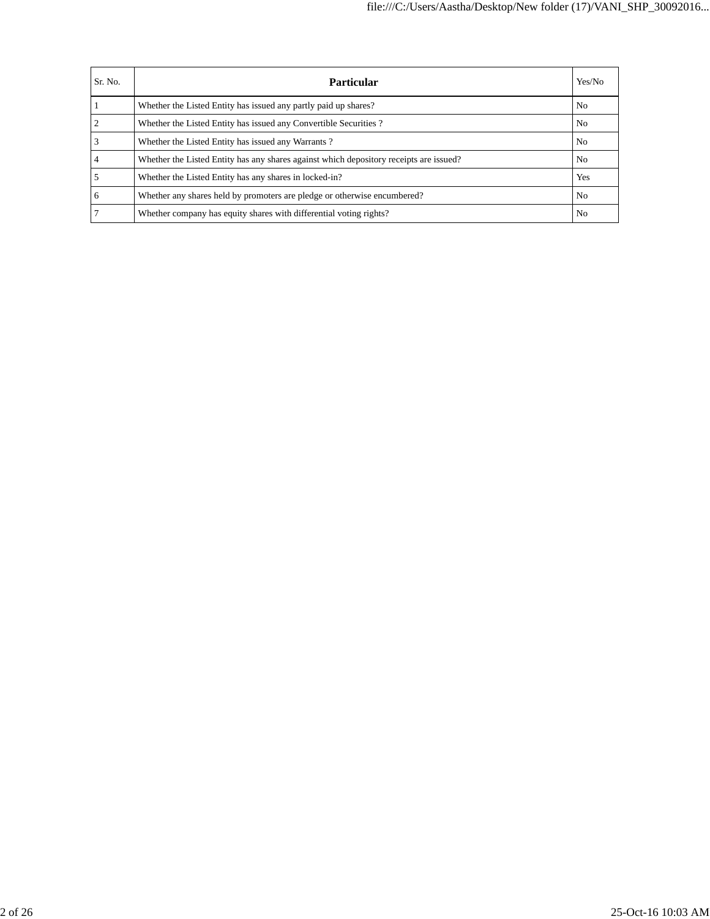| Sr. No. | Particular | Yes/No |
|---|---|---|
| 1 | Whether the Listed Entity has issued any partly paid up shares? | No |
| 2 | Whether the Listed Entity has issued any Convertible Securities ? | No |
| 3 | Whether the Listed Entity has issued any Warrants ? | No |
| 4 | Whether the Listed Entity has any shares against which depository receipts are issued? | No |
| 5 | Whether the Listed Entity has any shares in locked-in? | Yes |
| 6 | Whether any shares held by promoters are pledge or otherwise encumbered? | No |
| 7 | Whether company has equity shares with differential voting rights? | No |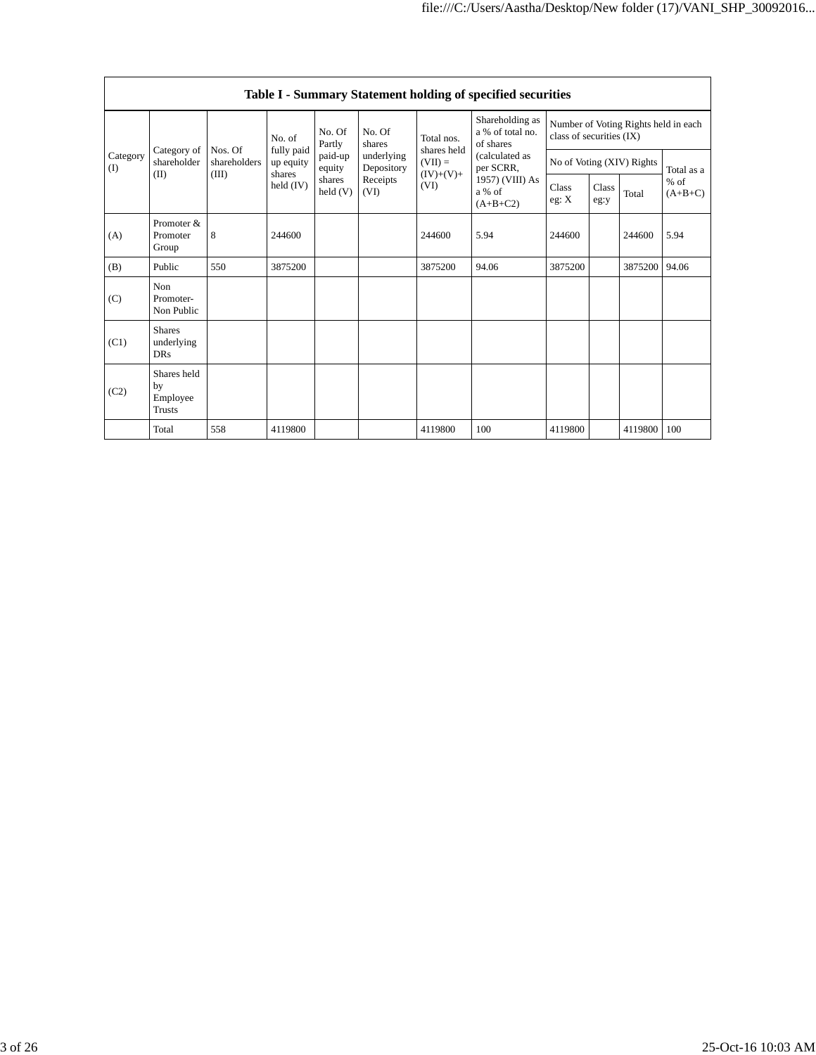| Table I - Summary Statement holding of specified securities | | | | | | | | | | | | |
|---|---|---|---|---|---|---|---|---|---|---|---|---|
| Category (I) | Category of shareholder (II) | Nos. Of shareholders (III) | No. of fully paid up equity shares held (IV) | No. Of Partly paid-up equity shares held (V) | No. Of shares underlying Depository Receipts (VI) | Total nos. shares held (VII) = (IV)+(V)+ (VI) | Shareholding as a % of total no. of shares (calculated as per SCRR, 1957) (VIII) As a % of (A+B+C2) | Number of Voting Rights held in each class of securities (IX) | | | |
| | | | | | | | | No of Voting (XIV) Rights | | | Total as a % of (A+B+C) |
| | | | | | | | | Class eg: X | Class eg:y | Total | |
| (A) | Promoter & Promoter Group | 8 | 244600 | | | 244600 | 5.94 | 244600 | | 244600 | 5.94 |
| (B) | Public | 550 | 3875200 | | | 3875200 | 94.06 | 3875200 | | 3875200 | 94.06 |
| (C) | Non Promoter- Non Public | | | | | | | | | | |
| (C1) | Shares underlying DRs | | | | | | | | | | |
| (C2) | Shares held by Employee Trusts | | | | | | | | | | |
| | Total | 558 | 4119800 | | | 4119800 | 100 | 4119800 | | 4119800 | 100 |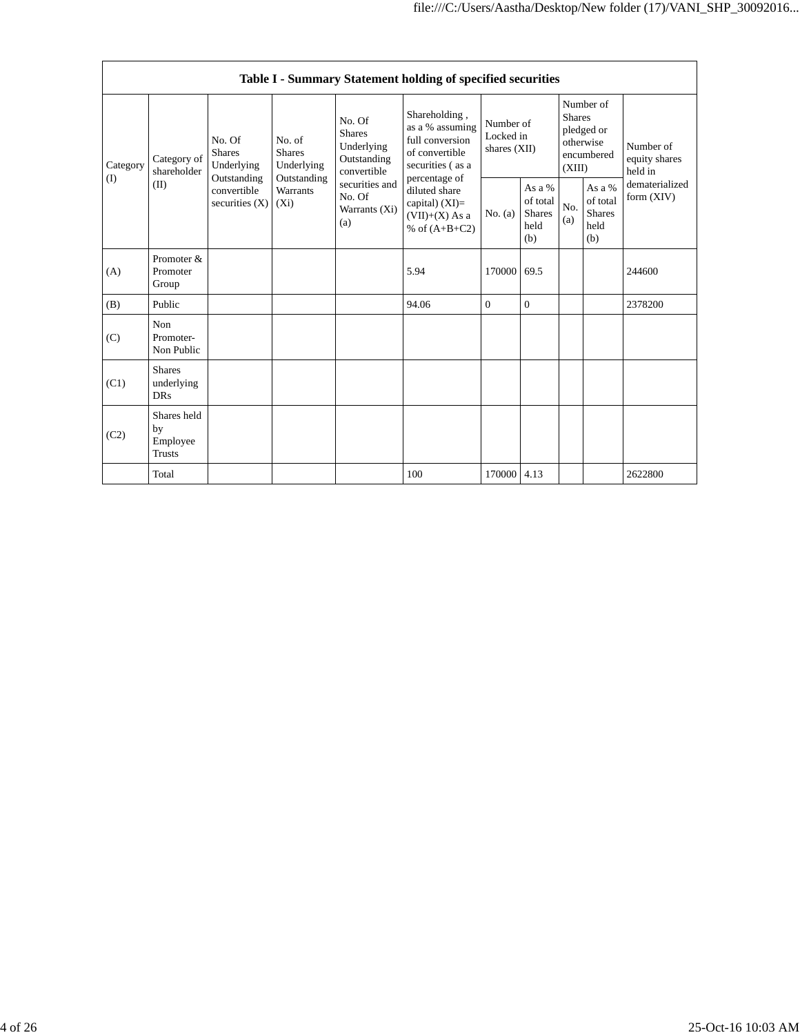| Table I - Summary Statement holding of specified securities | | | | | | | | | | | |
|---|---|---|---|---|---|---|---|---|---|---|---|
| Category (I) | Category of shareholder (II) | No. Of Shares Underlying Outstanding convertible securities (X) | No. of Shares Underlying Outstanding Warrants (Xi) | No. Of Shares Underlying Outstanding convertible securities and No. Of Warrants (Xi) (a) | Shareholding , as a % assuming full conversion of convertible securities ( as a percentage of diluted share capital) (XI)= (VII)+(X) As a % of (A+B+C2) | Number of Locked in shares (XII) | | Number of Shares pledged or otherwise encumbered (XIII) | | Number of equity shares held in dematerialized form (XIV) |
| | | | | | | No. (a) | As a % of total Shares held (b) | No. (a) | As a % of total Shares held (b) | |
| (A) | Promoter & Promoter Group | | | | 5.94 | 170000 | 69.5 | | | 244600 |
| (B) | Public | | | | 94.06 | 0 | 0 | | | 2378200 |
| (C) | Non Promoter- Non Public | | | | | | | | | |
| (C1) | Shares underlying DRs | | | | | | | | | |
| (C2) | Shares held by Employee Trusts | | | | | | | | | |
| | Total | | | | 100 | 170000 | 4.13 | | | 2622800 |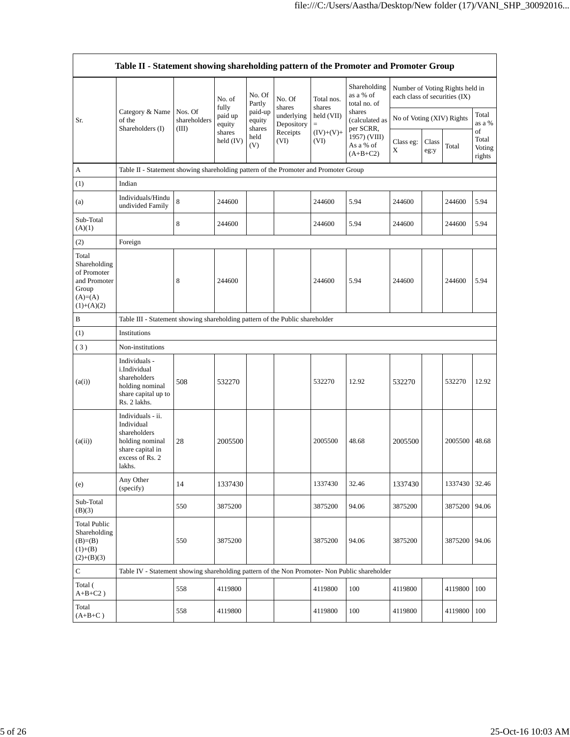| Sr. | Category & Name of the Shareholders (I) | Nos. Of shareholders (III) | No. of fully paid up equity shares held (IV) | No. Of Partly paid-up equity shares held (V) | No. Of shares underlying Depository Receipts (VI) | Total nos. shares held (VII) = (IV)+(V)+ (VI) | Shareholding as a % of total no. of shares (calculated as per SCRR, 1957) (VIII) As a % of (A+B+C2) | Number of Voting Rights held in each class of securities (IX) | | | |
|---|---|---|---|---|---|---|---|---|---|---|---|
| | | | | | | | | No of Voting (XIV) Rights | | | Total as a % of Total Voting rights |
| | | | | | | | | Class eg: X | Class eg:y | Total | |
| A | Table II - Statement showing shareholding pattern of the Promoter and Promoter Group | | | | | | | | | | |
| (1) | Indian | | | | | | | | | | |
| (a) | Individuals/Hindu undivided Family | 8 | 244600 | | | 244600 | 5.94 | 244600 | | 244600 | 5.94 |
| Sub-Total (A)(1) | | 8 | 244600 | | | 244600 | 5.94 | 244600 | | 244600 | 5.94 |
| (2) | Foreign | | | | | | | | | | |
| Total Shareholding of Promoter and Promoter Group (A)=(A)(1)+(A)(2) | | 8 | 244600 | | | 244600 | 5.94 | 244600 | | 244600 | 5.94 |
| B | Table III - Statement showing shareholding pattern of the Public shareholder | | | | | | | | | | |
| (1) | Institutions | | | | | | | | | | |
| ( 3 ) | Non-institutions | | | | | | | | | | |
| (a(i)) | Individuals - i.Individual shareholders holding nominal share capital up to Rs. 2 lakhs. | 508 | 532270 | | | 532270 | 12.92 | 532270 | | 532270 | 12.92 |
| (a(ii)) | Individuals - ii. Individual shareholders holding nominal share capital in excess of Rs. 2 lakhs. | 28 | 2005500 | | | 2005500 | 48.68 | 2005500 | | 2005500 | 48.68 |
| (e) | Any Other (specify) | 14 | 1337430 | | | 1337430 | 32.46 | 1337430 | | 1337430 | 32.46 |
| Sub-Total (B)(3) | | 550 | 3875200 | | | 3875200 | 94.06 | 3875200 | | 3875200 | 94.06 |
| Total Public Shareholding (B)=(B)(1)+(B)(2)+(B)(3) | | 550 | 3875200 | | | 3875200 | 94.06 | 3875200 | | 3875200 | 94.06 |
| C | Table IV - Statement showing shareholding pattern of the Non Promoter- Non Public shareholder | | | | | | | | | | |
| Total ( A+B+C2 ) | | 558 | 4119800 | | | 4119800 | 100 | 4119800 | | 4119800 | 100 |
| Total (A+B+C ) | | 558 | 4119800 | | | 4119800 | 100 | 4119800 | | 4119800 | 100 |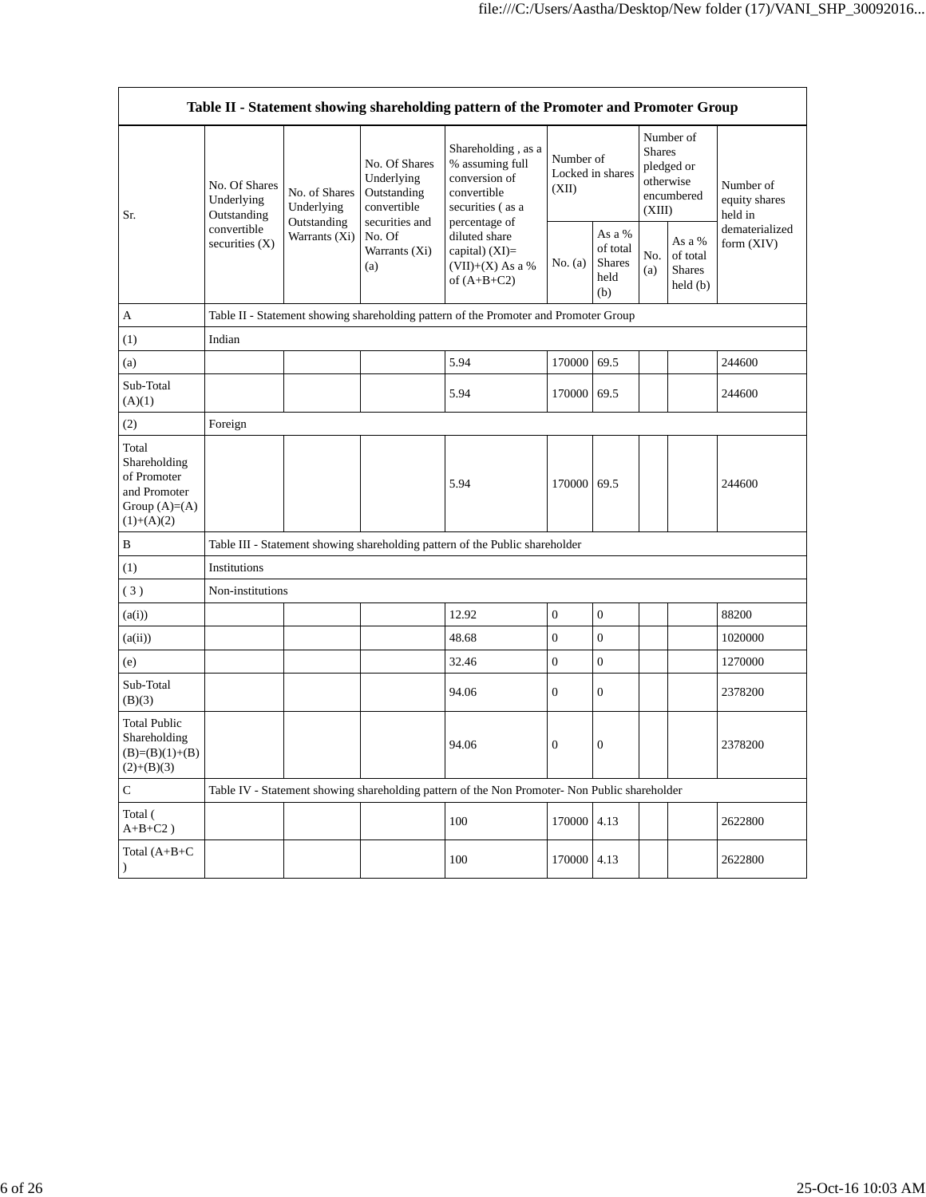| Table II - Statement showing shareholding pattern of the Promoter and Promoter Group | | | | | | | | | |
|---|---|---|---|---|---|---|---|---|---|
| Sr. | No. Of Shares Underlying Outstanding convertible securities (X) | No. of Shares Underlying Outstanding Warrants (Xi) | No. Of Shares Underlying Outstanding convertible securities and No. Of Warrants (Xi) (a) | Shareholding , as a % assuming full conversion of convertible securities ( as a percentage of diluted share capital) (XI)= (VII)+(X) As a % of (A+B+C2) | Number of Locked in shares (XII) | | Number of Shares pledged or otherwise encumbered (XIII) | | Number of equity shares held in dematerialized form (XIV) |
| | | | | | No. (a) | As a % of total Shares held (b) | No. (a) | As a % of total Shares held (b) | |
| A | Table II - Statement showing shareholding pattern of the Promoter and Promoter Group | | | | | | | | |
| (1) | Indian | | | | | | | | |
| (a) | | | | 5.94 | 170000 | 69.5 | | | 244600 |
| Sub-Total (A)(1) | | | | 5.94 | 170000 | 69.5 | | | 244600 |
| (2) | Foreign | | | | | | | | |
| Total Shareholding of Promoter and Promoter Group (A)=(A)(1)+(A)(2) | | | | 5.94 | 170000 | 69.5 | | | 244600 |
| B | Table III - Statement showing shareholding pattern of the Public shareholder | | | | | | | | |
| (1) | Institutions | | | | | | | | |
| ( 3 ) | Non-institutions | | | | | | | | |
| (a(i)) | | | | 12.92 | 0 | 0 | | | 88200 |
| (a(ii)) | | | | 48.68 | 0 | 0 | | | 1020000 |
| (e) | | | | 32.46 | 0 | 0 | | | 1270000 |
| Sub-Total (B)(3) | | | | 94.06 | 0 | 0 | | | 2378200 |
| Total Public Shareholding (B)=(B)(1)+(B)(2)+(B)(3) | | | | 94.06 | 0 | 0 | | | 2378200 |
| C | Table IV - Statement showing shareholding pattern of the Non Promoter- Non Public shareholder | | | | | | | | |
| Total ( A+B+C2 ) | | | | 100 | 170000 | 4.13 | | | 2622800 |
| Total (A+B+C ) | | | | 100 | 170000 | 4.13 | | | 2622800 |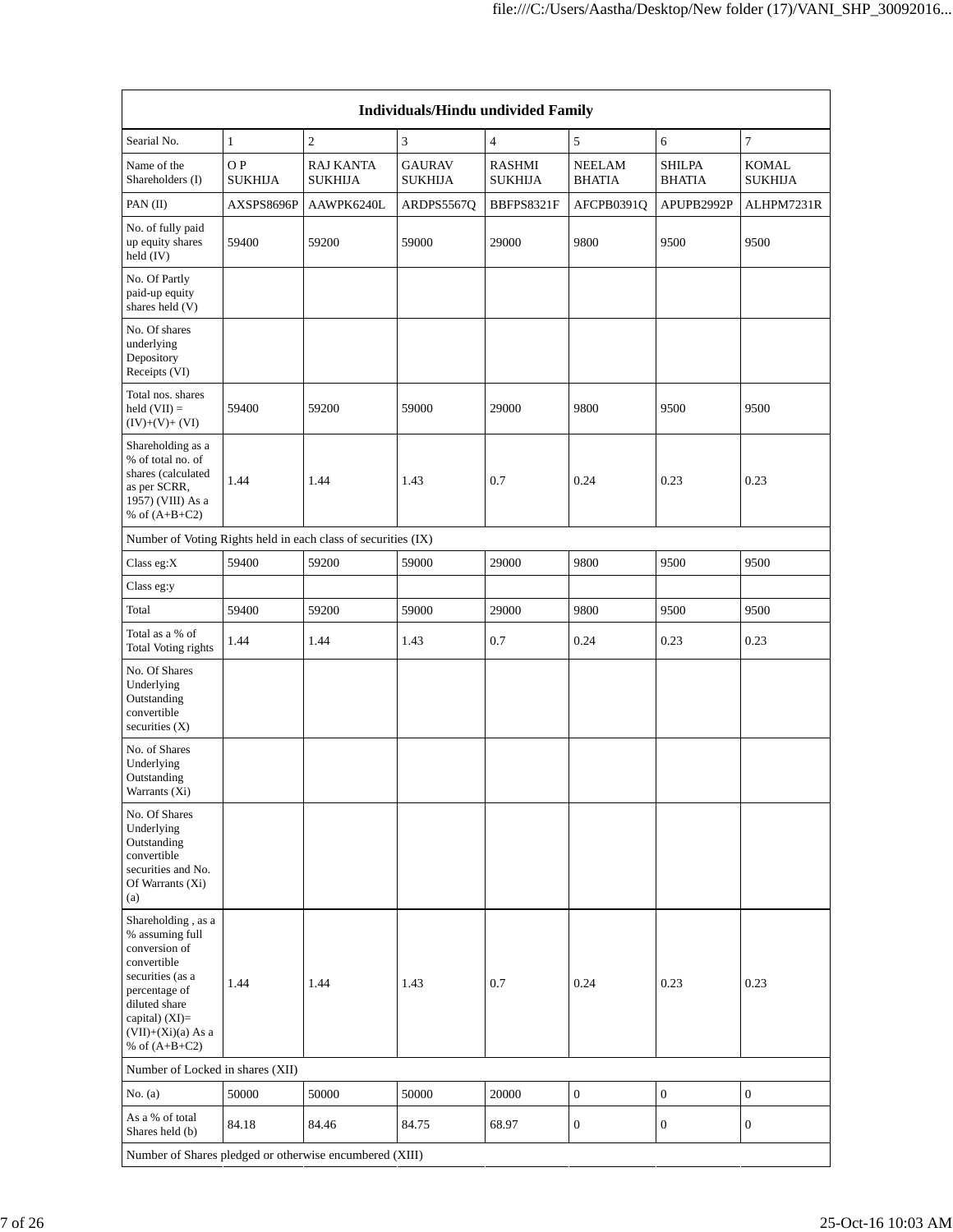| Individuals/Hindu undivided Family | | | | | | | |
|---|---|---|---|---|---|---|---|
| Searial No. | 1 | 2 | 3 | 4 | 5 | 6 | 7 |
| Name of the Shareholders (I) | O P SUKHIJA | RAJ KANTA SUKHIJA | GAURAV SUKHIJA | RASHMI SUKHIJA | NEELAM BHATIA | SHILPA BHATIA | KOMAL SUKHIJA |
| PAN (II) | AXSPS8696P | AAWPK6240L | ARDPS5567Q | BBFPS8321F | AFCPB0391Q | APUPB2992P | ALHPM7231R |
| No. of fully paid up equity shares held (IV) | 59400 | 59200 | 59000 | 29000 | 9800 | 9500 | 9500 |
| No. Of Partly paid-up equity shares held (V) | | | | | | | |
| No. Of shares underlying Depository Receipts (VI) | | | | | | | |
| Total nos. shares held (VII) = (IV)+(V)+ (VI) | 59400 | 59200 | 59000 | 29000 | 9800 | 9500 | 9500 |
| Shareholding as a % of total no. of shares (calculated as per SCRR, 1957) (VIII) As a % of (A+B+C2) | 1.44 | 1.44 | 1.43 | 0.7 | 0.24 | 0.23 | 0.23 |
| Number of Voting Rights held in each class of securities (IX) | | | | | | | |
| Class eg:X | 59400 | 59200 | 59000 | 29000 | 9800 | 9500 | 9500 |
| Class eg:y | | | | | | | |
| Total | 59400 | 59200 | 59000 | 29000 | 9800 | 9500 | 9500 |
| Total as a % of Total Voting rights | 1.44 | 1.44 | 1.43 | 0.7 | 0.24 | 0.23 | 0.23 |
| No. Of Shares Underlying Outstanding convertible securities (X) | | | | | | | |
| No. of Shares Underlying Outstanding Warrants (Xi) | | | | | | | |
| No. Of Shares Underlying Outstanding convertible securities and No. Of Warrants (Xi) (a) | | | | | | | |
| Shareholding , as a % assuming full conversion of convertible securities (as a percentage of diluted share capital) (XI)= (VII)+(Xi)(a) As a % of (A+B+C2) | 1.44 | 1.44 | 1.43 | 0.7 | 0.24 | 0.23 | 0.23 |
| Number of Locked in shares (XII) | | | | | | | |
| No. (a) | 50000 | 50000 | 50000 | 20000 | 0 | 0 | 0 |
| As a % of total Shares held (b) | 84.18 | 84.46 | 84.75 | 68.97 | 0 | 0 | 0 |
| Number of Shares pledged or otherwise encumbered (XIII) | | | | | | | |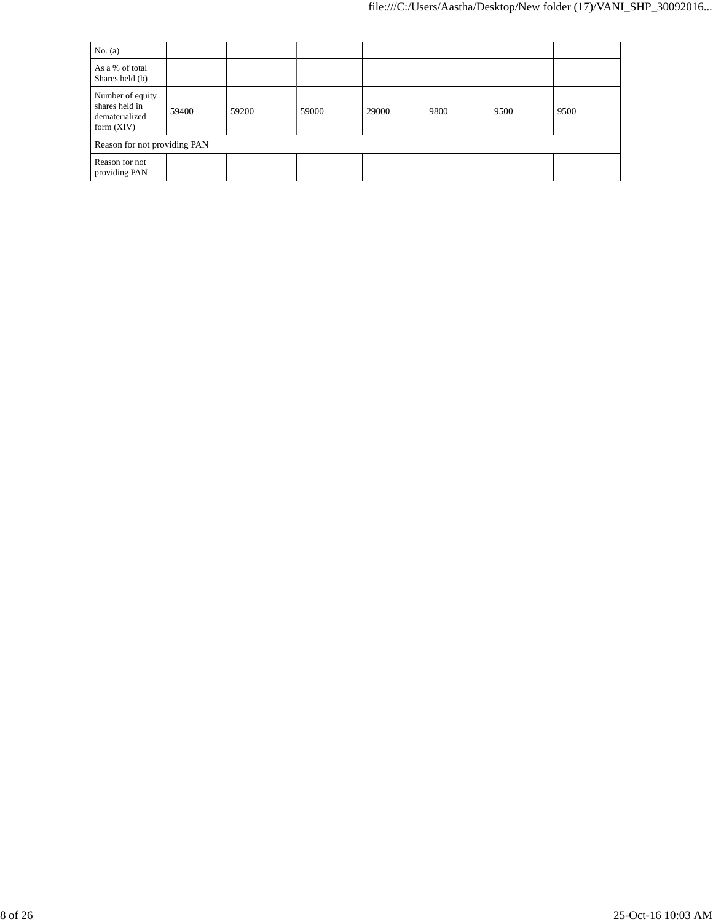| No. (a) | | | | | | | |
|---|---|---|---|---|---|---|---|
| As a % of total Shares held (b) | | | | | | | |
| Number of equity shares held in dematerialized form (XIV) | 59400 | 59200 | 59000 | 29000 | 9800 | 9500 | 9500 |
| Reason for not providing PAN | | | | | | | |
| Reason for not providing PAN | | | | | | | |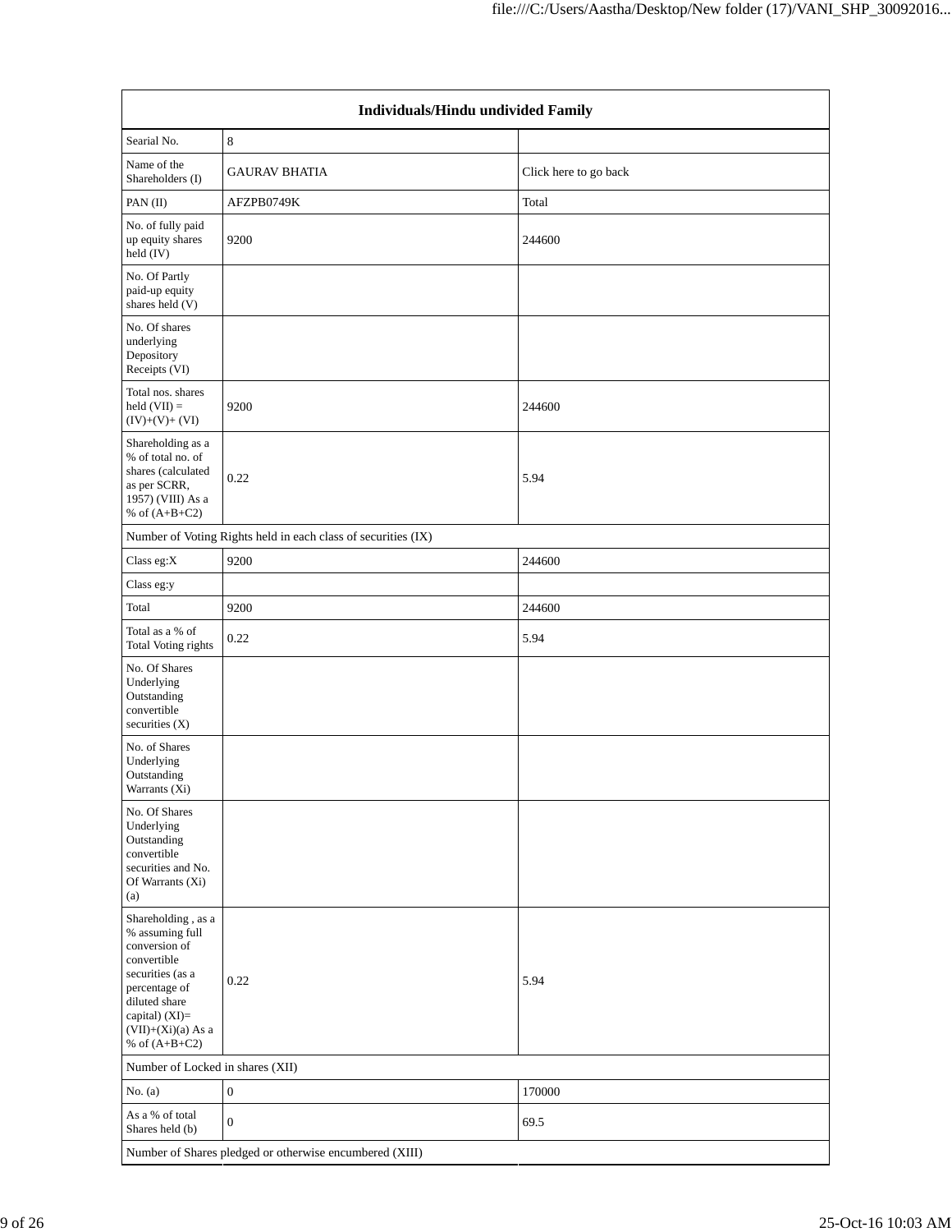| Individuals/Hindu undivided Family | | |
|---|---|---|
| Searial No. | 8 | |
| Name of the Shareholders (I) | GAURAV BHATIA | Click here to go back |
| PAN (II) | AFZPB0749K | Total |
| No. of fully paid up equity shares held (IV) | 9200 | 244600 |
| No. Of Partly paid-up equity shares held (V) | | |
| No. Of shares underlying Depository Receipts (VI) | | |
| Total nos. shares held (VII) = (IV)+(V)+ (VI) | 9200 | 244600 |
| Shareholding as a % of total no. of shares (calculated as per SCRR, 1957) (VIII) As a % of (A+B+C2) | 0.22 | 5.94 |
| Number of Voting Rights held in each class of securities (IX) | | |
| Class eg:X | 9200 | 244600 |
| Class eg:y | | |
| Total | 9200 | 244600 |
| Total as a % of Total Voting rights | 0.22 | 5.94 |
| No. Of Shares Underlying Outstanding convertible securities (X) | | |
| No. of Shares Underlying Outstanding Warrants (Xi) | | |
| No. Of Shares Underlying Outstanding convertible securities and No. Of Warrants (Xi) (a) | | |
| Shareholding , as a % assuming full conversion of convertible securities (as a percentage of diluted share capital) (XI)= (VII)+(Xi)(a) As a % of (A+B+C2) | 0.22 | 5.94 |
| Number of Locked in shares (XII) | | |
| No. (a) | 0 | 170000 |
| As a % of total Shares held (b) | 0 | 69.5 |
| Number of Shares pledged or otherwise encumbered (XIII) | | |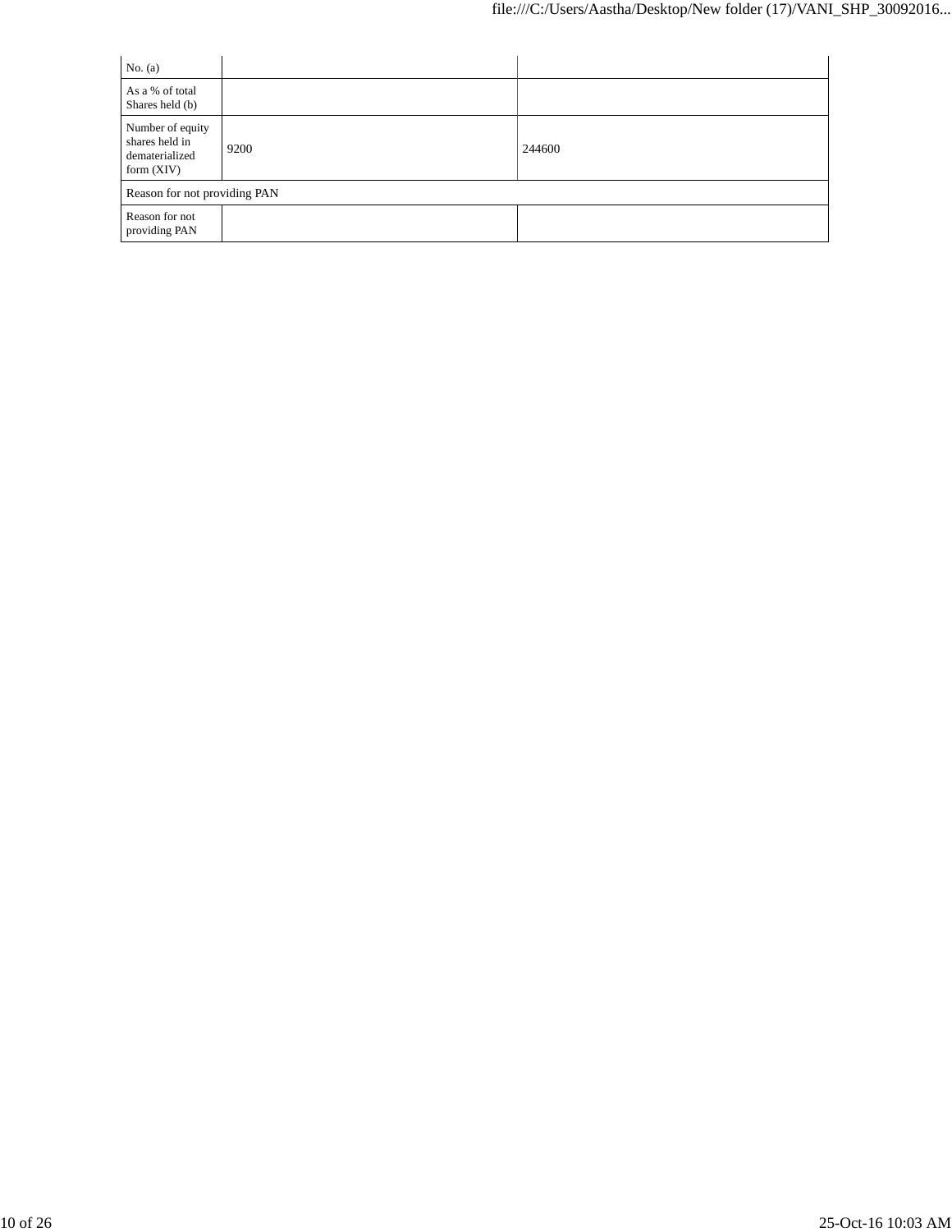| | | |
|---|---|---|
| No. (a) | | |
| As a % of total Shares held (b) | | |
| Number of equity shares held in dematerialized form (XIV) | 9200 | 244600 |
| Reason for not providing PAN | | |
| Reason for not providing PAN | | |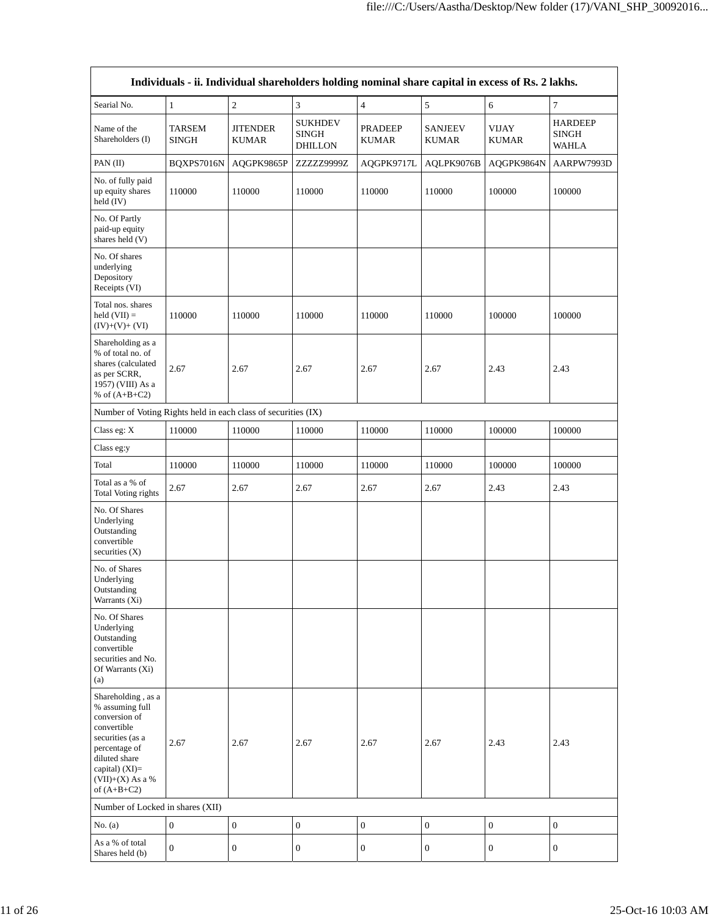| Individuals - ii. Individual shareholders holding nominal share capital in excess of Rs. 2 lakhs. | | | | | | | |
|---|---|---|---|---|---|---|---|
| Searial No. | 1 | 2 | 3 | 4 | 5 | 6 | 7 |
| Name of the Shareholders (I) | TARSEM SINGH | JITENDER KUMAR | SUKHDEV SINGH DHILLON | PRADEEP KUMAR | SANJEEV KUMAR | VIJAY KUMAR | HARDEEP SINGH WAHLA |
| PAN (II) | BQXPS7016N | AQGPK9865P | ZZZZZ9999Z | AQGPK9717L | AQLPK9076B | AQGPK9864N | AARPW7993D |
| No. of fully paid up equity shares held (IV) | 110000 | 110000 | 110000 | 110000 | 110000 | 100000 | 100000 |
| No. Of Partly paid-up equity shares held (V) | | | | | | | |
| No. Of shares underlying Depository Receipts (VI) | | | | | | | |
| Total nos. shares held (VII) = (IV)+(V)+ (VI) | 110000 | 110000 | 110000 | 110000 | 110000 | 100000 | 100000 |
| Shareholding as a % of total no. of shares (calculated as per SCRR, 1957) (VIII) As a % of (A+B+C2) | 2.67 | 2.67 | 2.67 | 2.67 | 2.67 | 2.43 | 2.43 |
| Number of Voting Rights held in each class of securities (IX) | | | | | | | |
| Class eg: X | 110000 | 110000 | 110000 | 110000 | 110000 | 100000 | 100000 |
| Class eg:y | | | | | | | |
| Total | 110000 | 110000 | 110000 | 110000 | 110000 | 100000 | 100000 |
| Total as a % of Total Voting rights | 2.67 | 2.67 | 2.67 | 2.67 | 2.67 | 2.43 | 2.43 |
| No. Of Shares Underlying Outstanding convertible securities (X) | | | | | | | |
| No. of Shares Underlying Outstanding Warrants (Xi) | | | | | | | |
| No. Of Shares Underlying Outstanding convertible securities and No. Of Warrants (Xi) (a) | | | | | | | |
| Shareholding , as a % assuming full conversion of convertible securities (as a percentage of diluted share capital) (XI)= (VII)+(X) As a % of (A+B+C2) | 2.67 | 2.67 | 2.67 | 2.67 | 2.67 | 2.43 | 2.43 |
| Number of Locked in shares (XII) | | | | | | | |
| No. (a) | 0 | 0 | 0 | 0 | 0 | 0 | 0 |
| As a % of total Shares held (b) | 0 | 0 | 0 | 0 | 0 | 0 | 0 |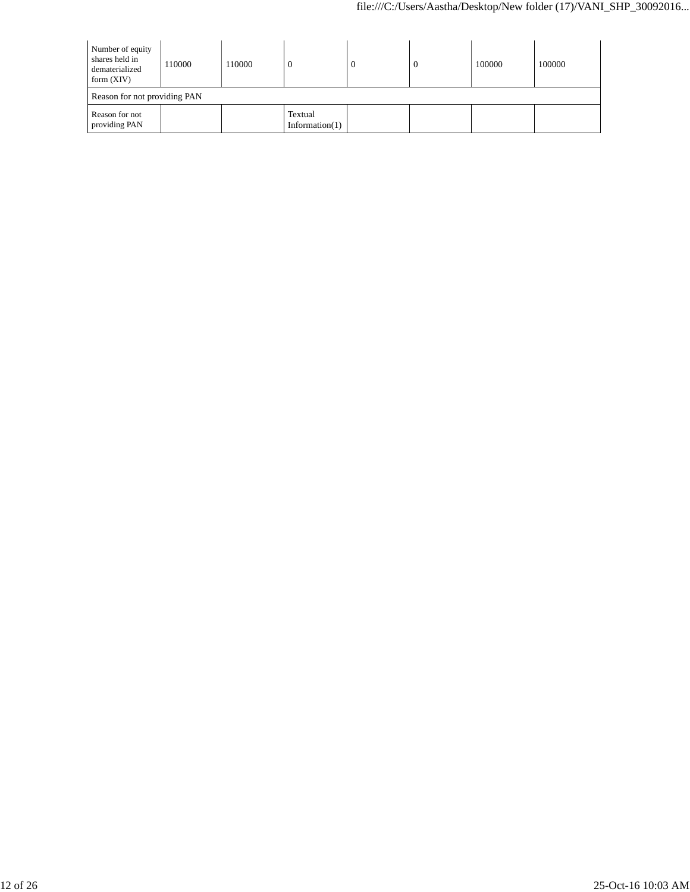| Number of equity shares held in dematerialized form (XIV) | 110000 | 110000 | 0 | 0 | 0 | 100000 | 100000 |
|---|---|---|---|---|---|---|---|
| Reason for not providing PAN | | | | | | | |
| Reason for not providing PAN | | | Textual Information(1) | | | | |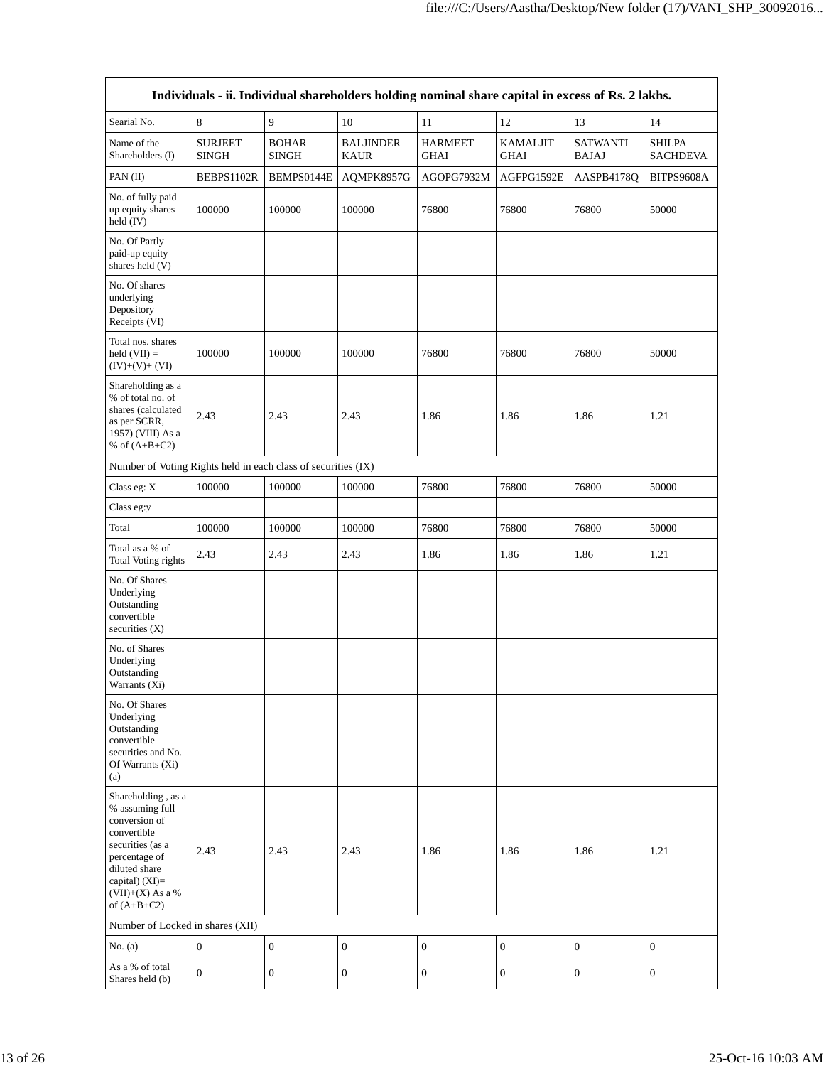| Individuals - ii. Individual shareholders holding nominal share capital in excess of Rs. 2 lakhs. | | | | | | | |
|---|---|---|---|---|---|---|---|
| Searial No. | 8 | 9 | 10 | 11 | 12 | 13 | 14 |
| Name of the Shareholders (I) | SURJEET SINGH | BOHAR SINGH | BALJINDER KAUR | HARMEET GHAI | KAMALJIT GHAI | SATWANTI BAJAJ | SHILPA SACHDEVA |
| PAN (II) | BEBPS1102R | BEMPS0144E | AQMPK8957G | AGOPG7932M | AGFPG1592E | AASPB4178Q | BITPS9608A |
| No. of fully paid up equity shares held (IV) | 100000 | 100000 | 100000 | 76800 | 76800 | 76800 | 50000 |
| No. Of Partly paid-up equity shares held (V) | | | | | | | |
| No. Of shares underlying Depository Receipts (VI) | | | | | | | |
| Total nos. shares held (VII) = (IV)+(V)+ (VI) | 100000 | 100000 | 100000 | 76800 | 76800 | 76800 | 50000 |
| Shareholding as a % of total no. of shares (calculated as per SCRR, 1957) (VIII) As a % of (A+B+C2) | 2.43 | 2.43 | 2.43 | 1.86 | 1.86 | 1.86 | 1.21 |
| Number of Voting Rights held in each class of securities (IX) | | | | | | | |
| Class eg: X | 100000 | 100000 | 100000 | 76800 | 76800 | 76800 | 50000 |
| Class eg:y | | | | | | | |
| Total | 100000 | 100000 | 100000 | 76800 | 76800 | 76800 | 50000 |
| Total as a % of Total Voting rights | 2.43 | 2.43 | 2.43 | 1.86 | 1.86 | 1.86 | 1.21 |
| No. Of Shares Underlying Outstanding convertible securities (X) | | | | | | | |
| No. of Shares Underlying Outstanding Warrants (Xi) | | | | | | | |
| No. Of Shares Underlying Outstanding convertible securities and No. Of Warrants (Xi) (a) | | | | | | | |
| Shareholding , as a % assuming full conversion of convertible securities (as a percentage of diluted share capital) (XI)= (VII)+(X) As a % of (A+B+C2) | 2.43 | 2.43 | 2.43 | 1.86 | 1.86 | 1.86 | 1.21 |
| Number of Locked in shares (XII) | | | | | | | |
| No. (a) | 0 | 0 | 0 | 0 | 0 | 0 | 0 |
| As a % of total Shares held (b) | 0 | 0 | 0 | 0 | 0 | 0 | 0 |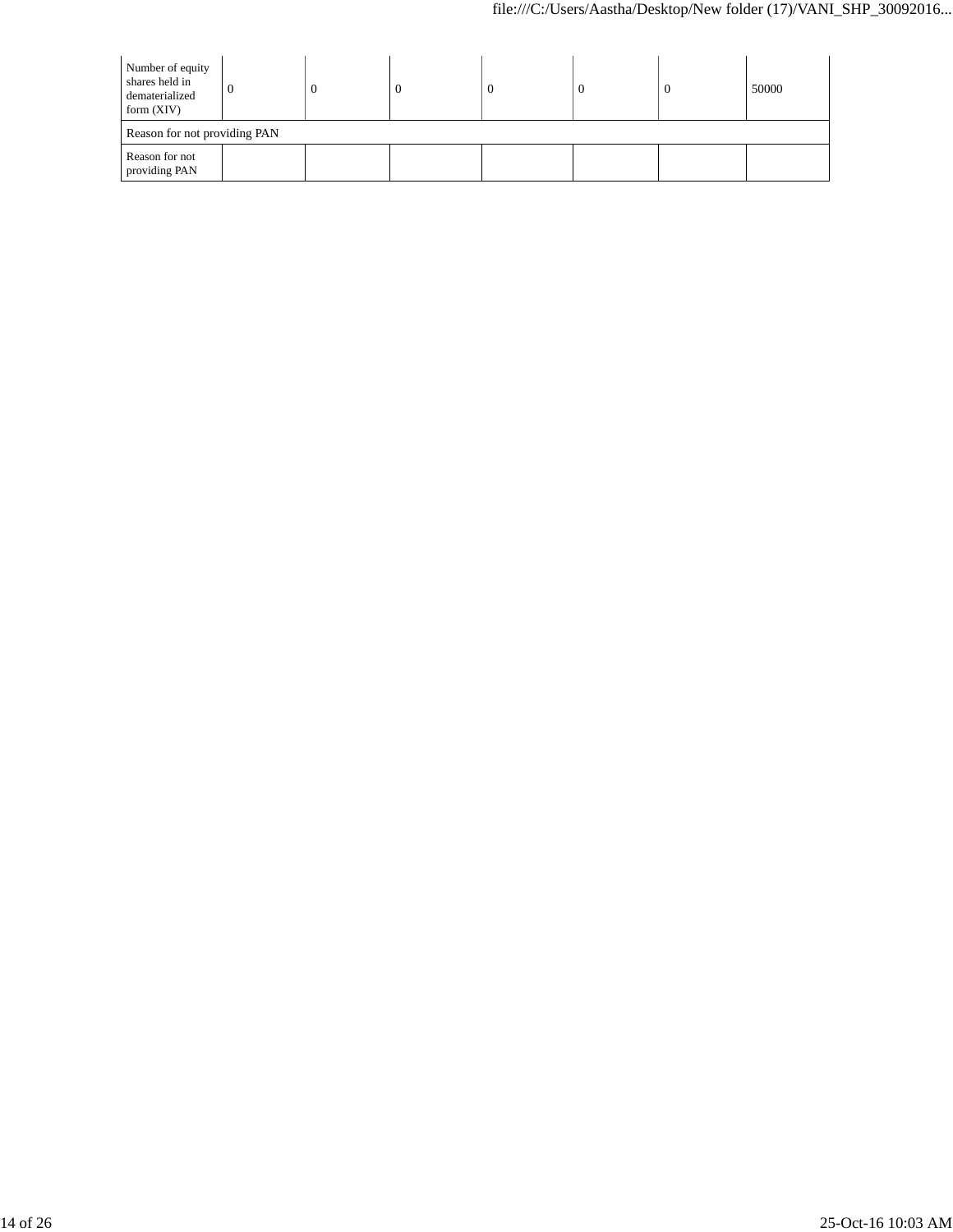| Number of equity shares held in dematerialized form (XIV) | 0 | 0 | 0 | 0 | 0 | 0 | 50000 |
| --- | --- | --- | --- | --- | --- | --- | --- |
| Reason for not providing PAN | | | | | | | |
| Reason for not providing PAN | | | | | | | |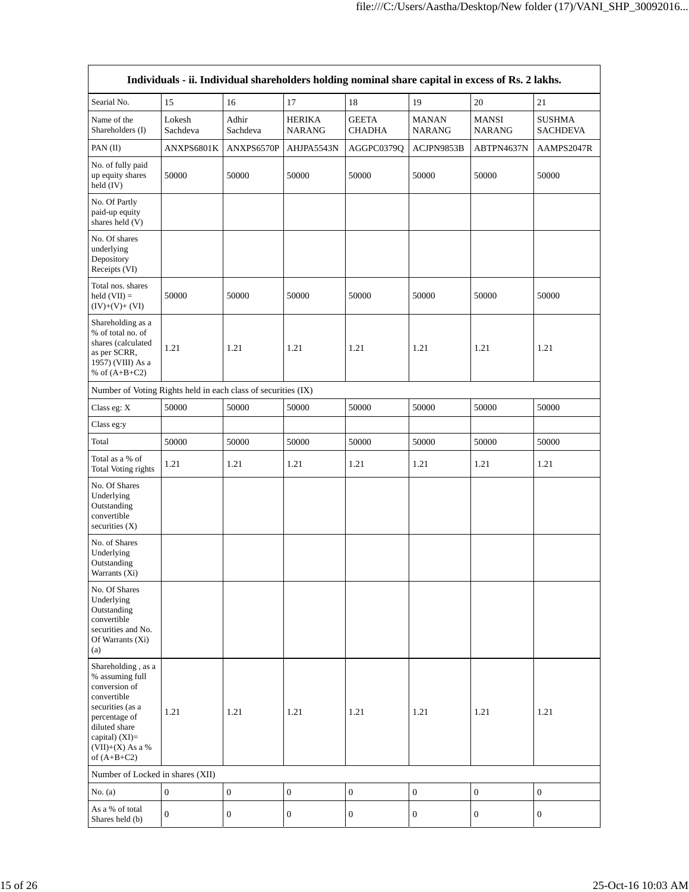| Individuals - ii. Individual shareholders holding nominal share capital in excess of Rs. 2 lakhs. | | | | | | | |
|---|---|---|---|---|---|---|---|
| Searial No. | 15 | 16 | 17 | 18 | 19 | 20 | 21 |
| Name of the Shareholders (I) | Lokesh Sachdeva | Adhir Sachdeva | HERIKA NARANG | GEETA CHADHA | MANAN NARANG | MANSI NARANG | SUSHMA SACHDEVA |
| PAN (II) | ANXPS6801K | ANXPS6570P | AHJPA5543N | AGGPC0379Q | ACJPN9853B | ABTPN4637N | AAMPS2047R |
| No. of fully paid up equity shares held (IV) | 50000 | 50000 | 50000 | 50000 | 50000 | 50000 | 50000 |
| No. Of Partly paid-up equity shares held (V) | | | | | | | |
| No. Of shares underlying Depository Receipts (VI) | | | | | | | |
| Total nos. shares held (VII) = (IV)+(V)+ (VI) | 50000 | 50000 | 50000 | 50000 | 50000 | 50000 | 50000 |
| Shareholding as a % of total no. of shares (calculated as per SCRR, 1957) (VIII) As a % of (A+B+C2) | 1.21 | 1.21 | 1.21 | 1.21 | 1.21 | 1.21 | 1.21 |
| Number of Voting Rights held in each class of securities (IX) | | | | | | | |
| Class eg: X | 50000 | 50000 | 50000 | 50000 | 50000 | 50000 | 50000 |
| Class eg:y | | | | | | | |
| Total | 50000 | 50000 | 50000 | 50000 | 50000 | 50000 | 50000 |
| Total as a % of Total Voting rights | 1.21 | 1.21 | 1.21 | 1.21 | 1.21 | 1.21 | 1.21 |
| No. Of Shares Underlying Outstanding convertible securities (X) | | | | | | | |
| No. of Shares Underlying Outstanding Warrants (Xi) | | | | | | | |
| No. Of Shares Underlying Outstanding convertible securities and No. Of Warrants (Xi) (a) | | | | | | | |
| Shareholding , as a % assuming full conversion of convertible securities (as a percentage of diluted share capital) (XI)= (VII)+(X) As a % of (A+B+C2) | 1.21 | 1.21 | 1.21 | 1.21 | 1.21 | 1.21 | 1.21 |
| Number of Locked in shares (XII) | | | | | | | |
| No. (a) | 0 | 0 | 0 | 0 | 0 | 0 | 0 |
| As a % of total Shares held (b) | 0 | 0 | 0 | 0 | 0 | 0 | 0 |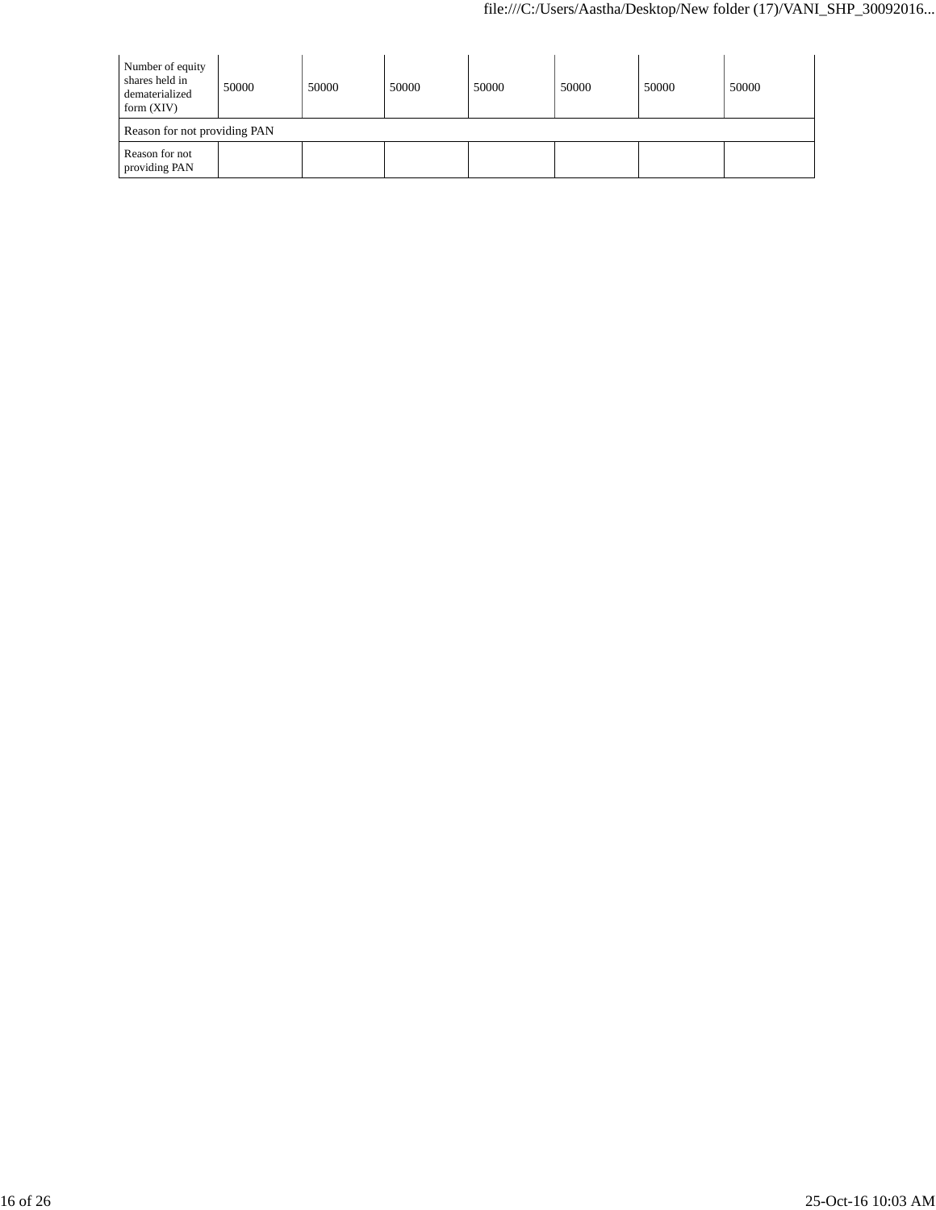| Number of equity shares held in dematerialized form (XIV) | 50000 | 50000 | 50000 | 50000 | 50000 | 50000 | 50000 |
| --- | --- | --- | --- | --- | --- | --- | --- |
| Reason for not providing PAN | | | | | | | |
| Reason for not providing PAN | | | | | | | |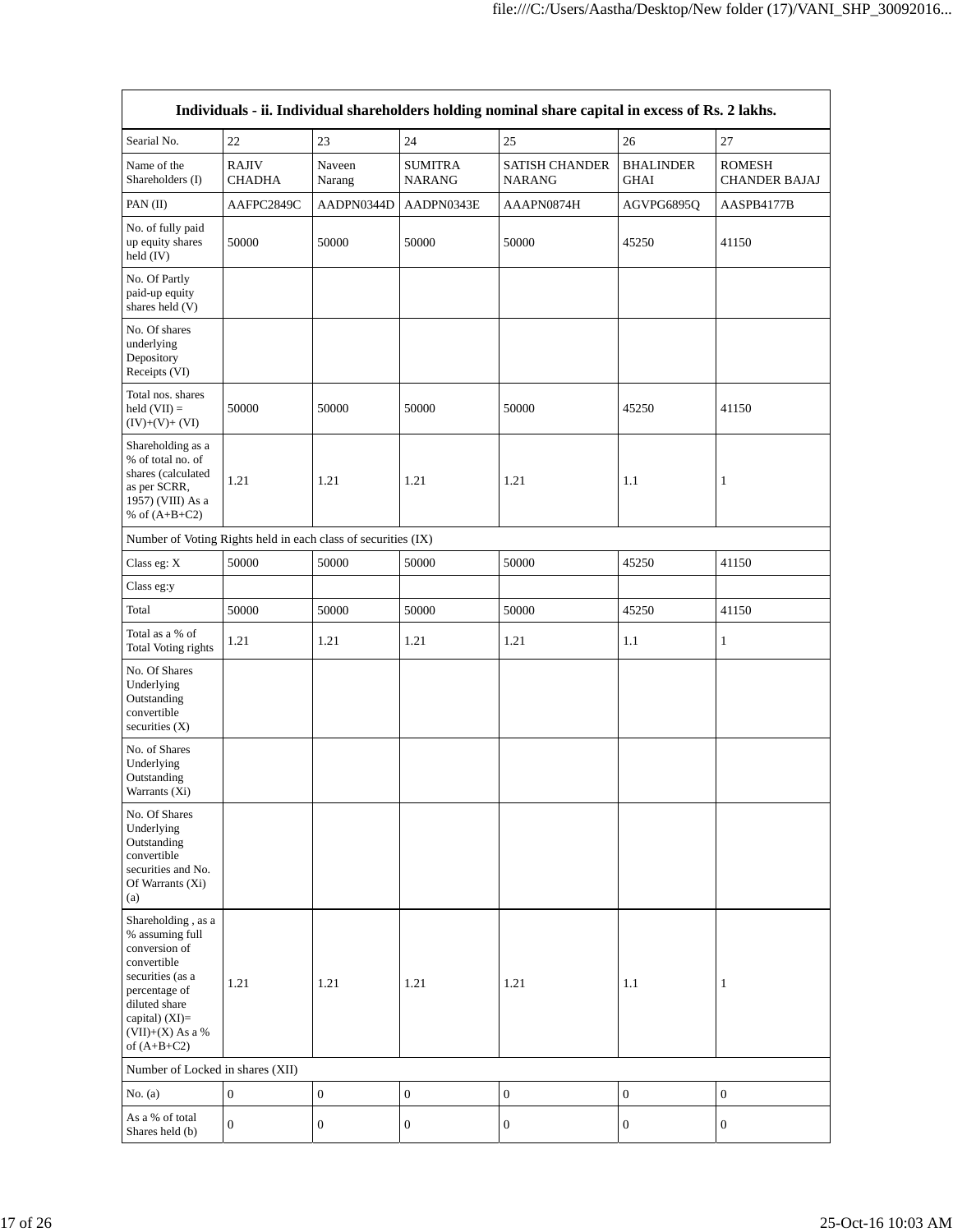| Individuals - ii. Individual shareholders holding nominal share capital in excess of Rs. 2 lakhs. | | | | | | |
|---|---|---|---|---|---|---|
| Searial No. | 22 | 23 | 24 | 25 | 26 | 27 |
| Name of the Shareholders (I) | RAJIV CHADHA | Naveen Narang | SUMITRA NARANG | SATISH CHANDER NARANG | BHALINDER GHAI | ROMESH CHANDER BAJAJ |
| PAN (II) | AAFPC2849C | AADPN0344D | AADPN0343E | AAAPN0874H | AGVPG6895Q | AASPB4177B |
| No. of fully paid up equity shares held (IV) | 50000 | 50000 | 50000 | 50000 | 45250 | 41150 |
| No. Of Partly paid-up equity shares held (V) | | | | | | |
| No. Of shares underlying Depository Receipts (VI) | | | | | | |
| Total nos. shares held (VII) = (IV)+(V)+ (VI) | 50000 | 50000 | 50000 | 50000 | 45250 | 41150 |
| Shareholding as a % of total no. of shares (calculated as per SCRR, 1957) (VIII) As a % of (A+B+C2) | 1.21 | 1.21 | 1.21 | 1.21 | 1.1 | 1 |
| Number of Voting Rights held in each class of securities (IX) | | | | | | |
| Class eg: X | 50000 | 50000 | 50000 | 50000 | 45250 | 41150 |
| Class eg:y | | | | | | |
| Total | 50000 | 50000 | 50000 | 50000 | 45250 | 41150 |
| Total as a % of Total Voting rights | 1.21 | 1.21 | 1.21 | 1.21 | 1.1 | 1 |
| No. Of Shares Underlying Outstanding convertible securities (X) | | | | | | |
| No. of Shares Underlying Outstanding Warrants (Xi) | | | | | | |
| No. Of Shares Underlying Outstanding convertible securities and No. Of Warrants (Xi) (a) | | | | | | |
| Shareholding , as a % assuming full conversion of convertible securities (as a percentage of diluted share capital) (XI)= (VII)+(X) As a % of (A+B+C2) | 1.21 | 1.21 | 1.21 | 1.21 | 1.1 | 1 |
| Number of Locked in shares (XII) | | | | | | |
| No. (a) | 0 | 0 | 0 | 0 | 0 | 0 |
| As a % of total Shares held (b) | 0 | 0 | 0 | 0 | 0 | 0 |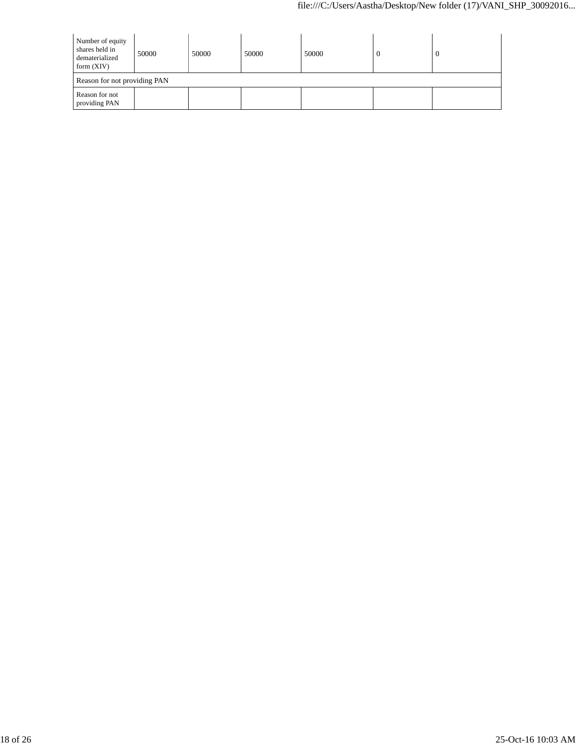| Number of equity shares held in dematerialized form (XIV) | 50000 | 50000 | 50000 | 50000 | 0 | 0 |
|---|---|---|---|---|---|---|
| Reason for not providing PAN | | | | | | |
| Reason for not providing PAN | | | | | | |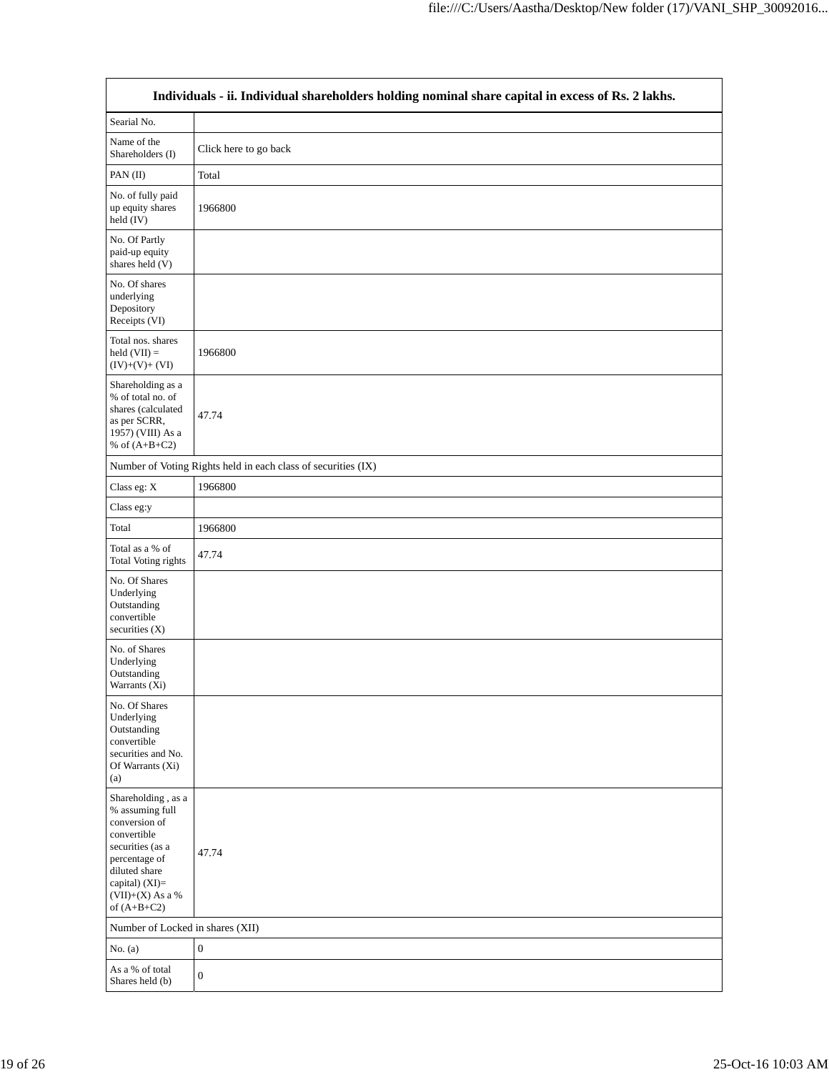| Individuals - ii. Individual shareholders holding nominal share capital in excess of Rs. 2 lakhs. | |
|---|---|
| Searial No. | |
| Name of the Shareholders (I) | Click here to go back |
| PAN (II) | Total |
| No. of fully paid up equity shares held (IV) | 1966800 |
| No. Of Partly paid-up equity shares held (V) | |
| No. Of shares underlying Depository Receipts (VI) | |
| Total nos. shares held (VII) = (IV)+(V)+ (VI) | 1966800 |
| Shareholding as a % of total no. of shares (calculated as per SCRR, 1957) (VIII) As a % of (A+B+C2) | 47.74 |
| Number of Voting Rights held in each class of securities (IX) | |
| Class eg: X | 1966800 |
| Class eg:y | |
| Total | 1966800 |
| Total as a % of Total Voting rights | 47.74 |
| No. Of Shares Underlying Outstanding convertible securities (X) | |
| No. of Shares Underlying Outstanding Warrants (Xi) | |
| No. Of Shares Underlying Outstanding convertible securities and No. Of Warrants (Xi) (a) | |
| Shareholding , as a % assuming full conversion of convertible securities (as a percentage of diluted share capital) (XI)= (VII)+(X) As a % of (A+B+C2) | 47.74 |
| Number of Locked in shares (XII) | |
| No. (a) | 0 |
| As a % of total Shares held (b) | 0 |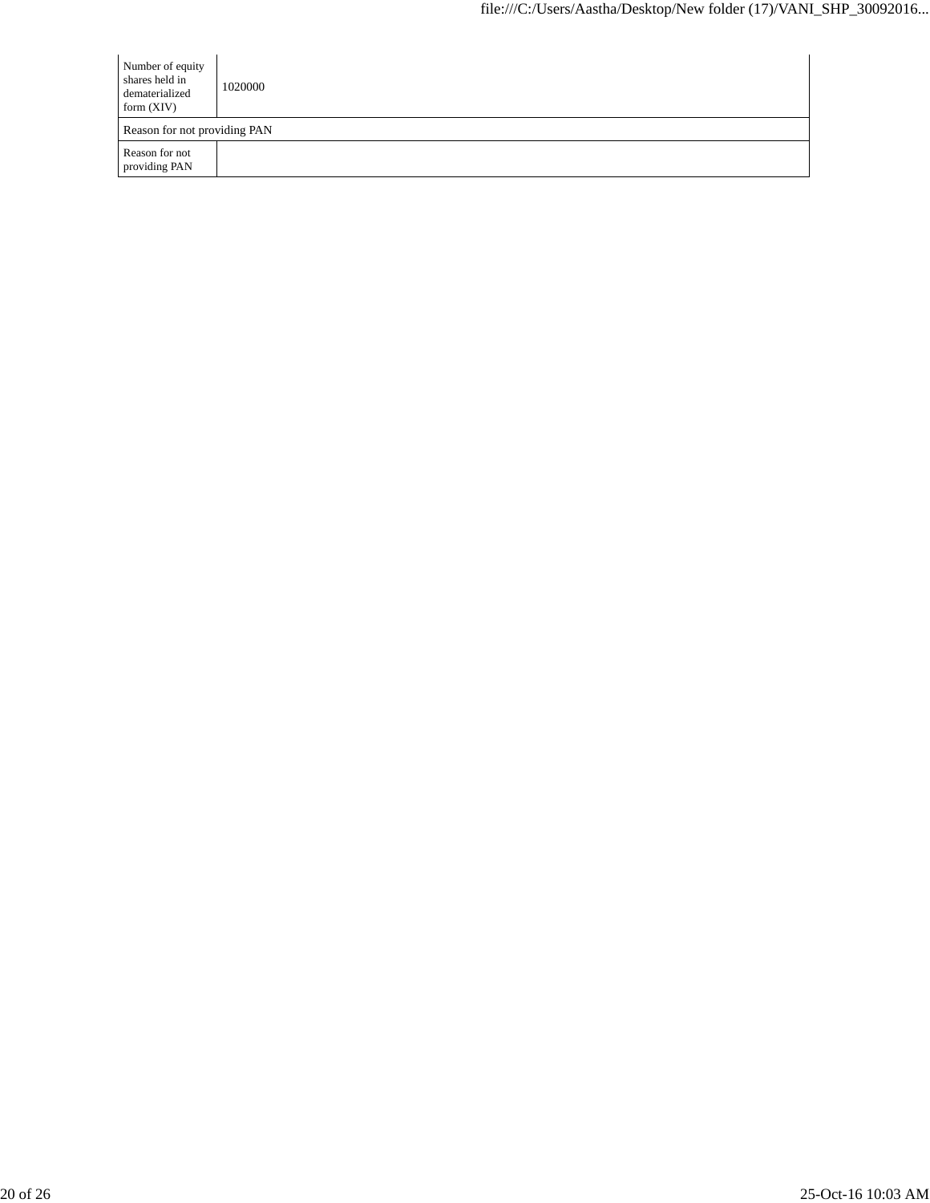| Number of equity shares held in dematerialized form (XIV) | 1020000 |
| --- | --- |
| Reason for not providing PAN | |
| Reason for not providing PAN | |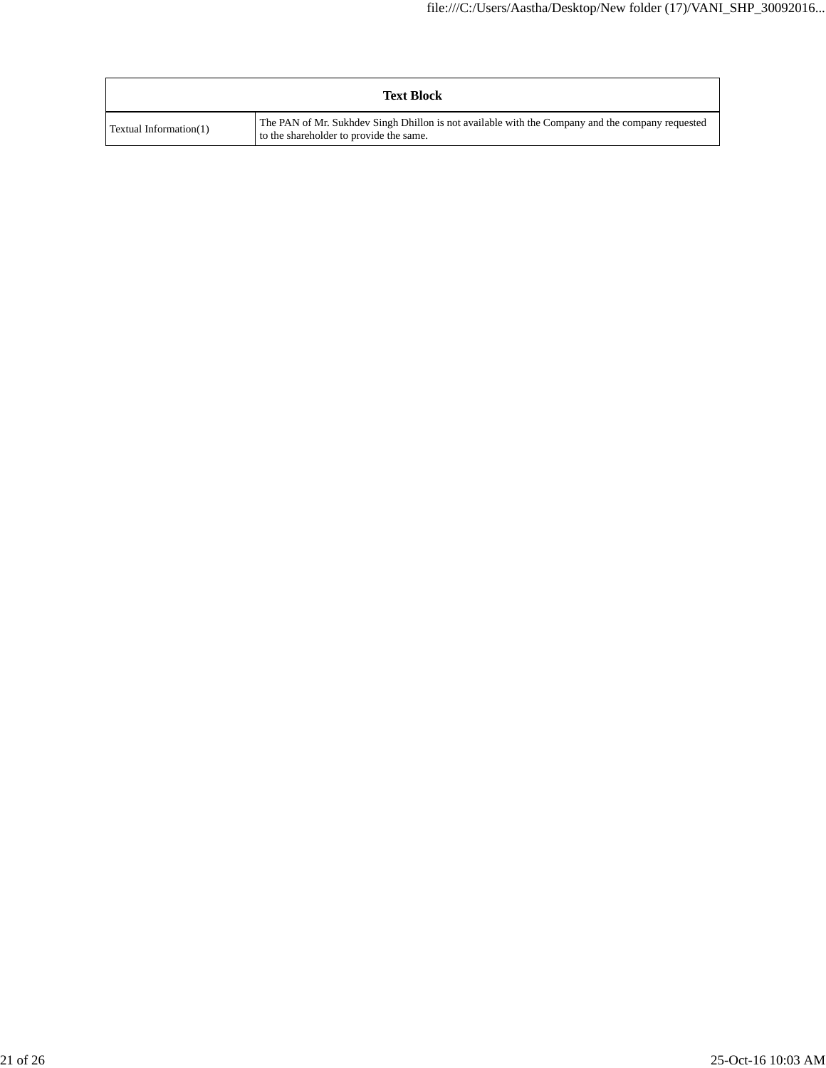| Text Block | |
|---|---|
| Textual Information(1) | The PAN of Mr. Sukhdev Singh Dhillon is not available with the Company and the company requested to the shareholder to provide the same. |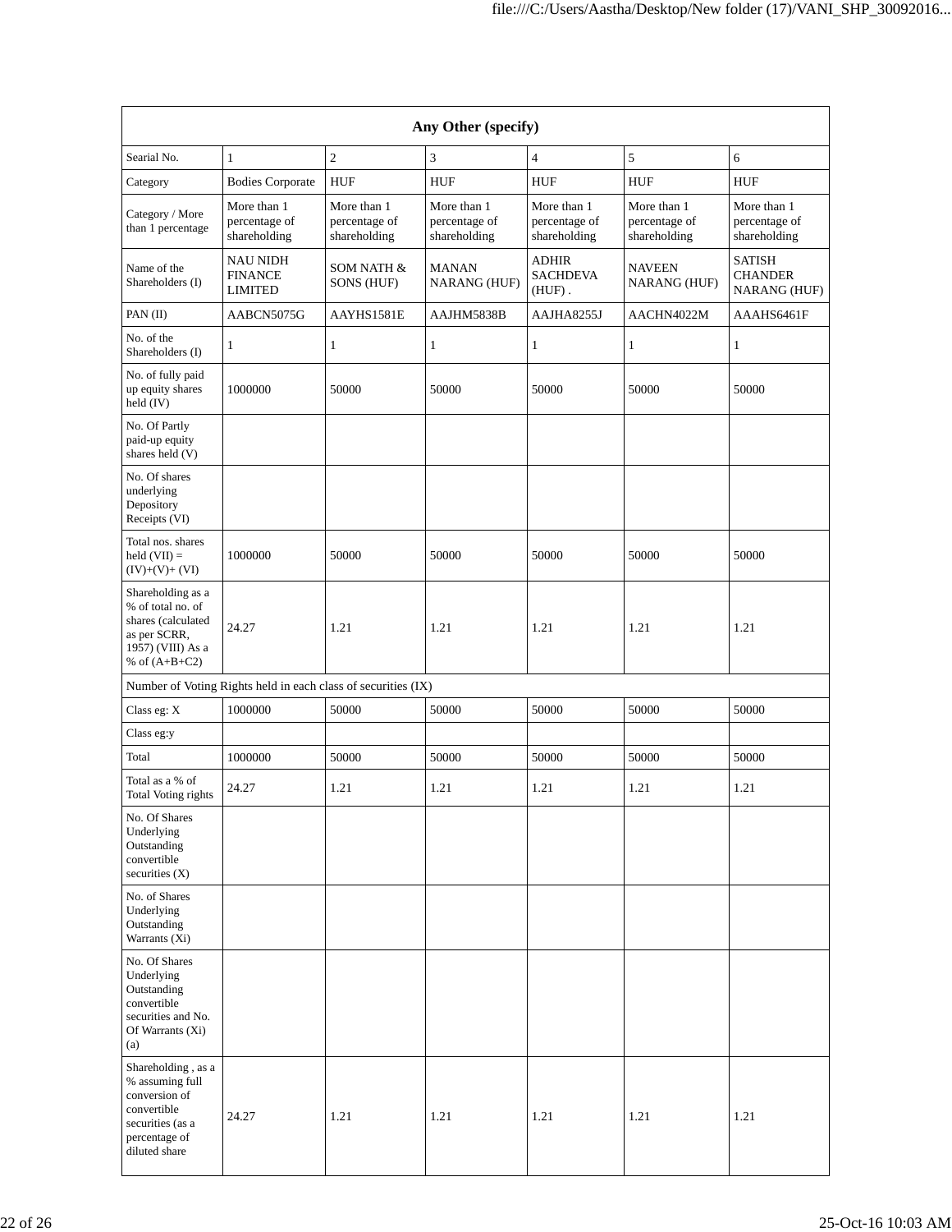| Any Other (specify) | | | | | | |
|---|---|---|---|---|---|---|
| Searial No. | 1 | 2 | 3 | 4 | 5 | 6 |
| Category | Bodies Corporate | HUF | HUF | HUF | HUF | HUF |
| Category / More than 1 percentage | More than 1 percentage of shareholding | More than 1 percentage of shareholding | More than 1 percentage of shareholding | More than 1 percentage of shareholding | More than 1 percentage of shareholding | More than 1 percentage of shareholding |
| Name of the Shareholders (I) | NAU NIDH FINANCE LIMITED | SOM NATH & SONS (HUF) | MANAN NARANG (HUF) | ADHIR SACHDEVA (HUF) . | NAVEEN NARANG (HUF) | SATISH CHANDER NARANG (HUF) |
| PAN (II) | AABCN5075G | AAYHS1581E | AAJHM5838B | AAJHA8255J | AACHN4022M | AAAHS6461F |
| No. of the Shareholders (I) | 1 | 1 | 1 | 1 | 1 | 1 |
| No. of fully paid up equity shares held (IV) | 1000000 | 50000 | 50000 | 50000 | 50000 | 50000 |
| No. Of Partly paid-up equity shares held (V) | | | | | | |
| No. Of shares underlying Depository Receipts (VI) | | | | | | |
| Total nos. shares held (VII) = (IV)+(V)+ (VI) | 1000000 | 50000 | 50000 | 50000 | 50000 | 50000 |
| Shareholding as a % of total no. of shares (calculated as per SCRR, 1957) (VIII) As a % of (A+B+C2) | 24.27 | 1.21 | 1.21 | 1.21 | 1.21 | 1.21 |
| Number of Voting Rights held in each class of securities (IX) | | | | | | |
| Class eg: X | 1000000 | 50000 | 50000 | 50000 | 50000 | 50000 |
| Class eg:y | | | | | | |
| Total | 1000000 | 50000 | 50000 | 50000 | 50000 | 50000 |
| Total as a % of Total Voting rights | 24.27 | 1.21 | 1.21 | 1.21 | 1.21 | 1.21 |
| No. Of Shares Underlying Outstanding convertible securities (X) | | | | | | |
| No. of Shares Underlying Outstanding Warrants (Xi) | | | | | | |
| No. Of Shares Underlying Outstanding convertible securities and No. Of Warrants (Xi) (a) | | | | | | |
| Shareholding , as a % assuming full conversion of convertible securities (as a percentage of diluted share | 24.27 | 1.21 | 1.21 | 1.21 | 1.21 | 1.21 |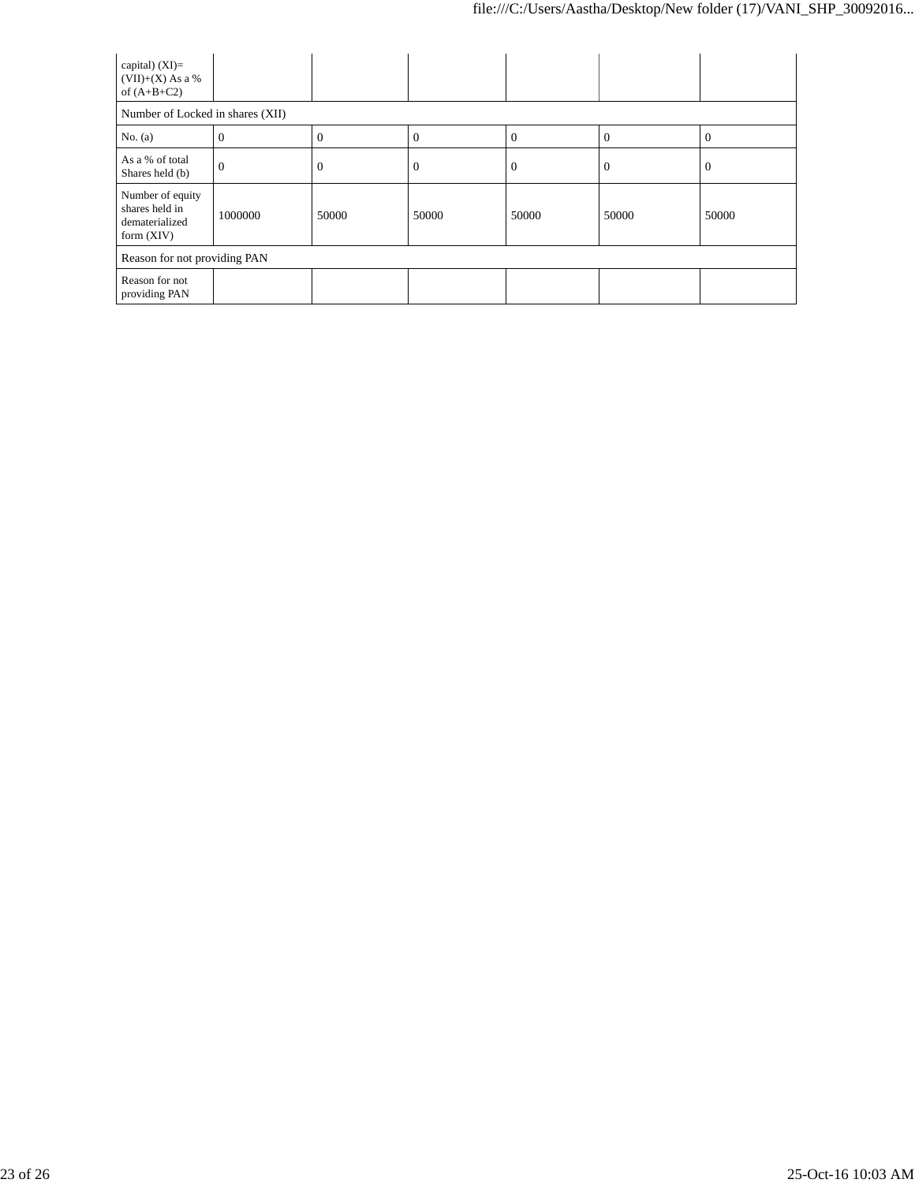| capital) (XI)= (VII)+(X) As a % of (A+B+C2) | | | | | | |
|---|---|---|---|---|---|---|
| Number of Locked in shares (XII) | | | | | | |
| No. (a) | 0 | 0 | 0 | 0 | 0 | 0 |
| As a % of total Shares held (b) | 0 | 0 | 0 | 0 | 0 | 0 |
| Number of equity shares held in dematerialized form (XIV) | 1000000 | 50000 | 50000 | 50000 | 50000 | 50000 |
| Reason for not providing PAN | | | | | | |
| Reason for not providing PAN | | | | | | |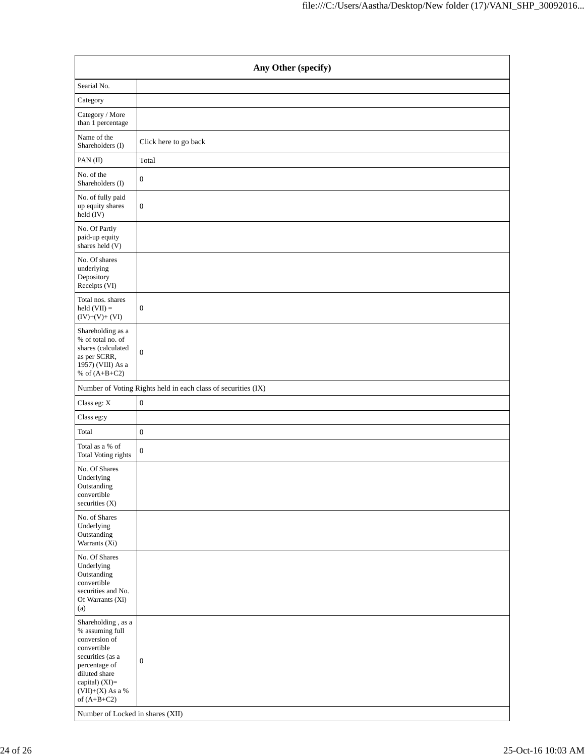| Any Other (specify) | |
|---|---|
| Searial No. | |
| Category | |
| Category / More than 1 percentage | |
| Name of the Shareholders (I) | Click here to go back |
| PAN (II) | Total |
| No. of the Shareholders (I) | 0 |
| No. of fully paid up equity shares held (IV) | 0 |
| No. Of Partly paid-up equity shares held (V) | |
| No. Of shares underlying Depository Receipts (VI) | |
| Total nos. shares held (VII) = (IV)+(V)+ (VI) | 0 |
| Shareholding as a % of total no. of shares (calculated as per SCRR, 1957) (VIII) As a % of (A+B+C2) | 0 |
| Number of Voting Rights held in each class of securities (IX) | |
| Class eg: X | 0 |
| Class eg:y | |
| Total | 0 |
| Total as a % of Total Voting rights | 0 |
| No. Of Shares Underlying Outstanding convertible securities (X) | |
| No. of Shares Underlying Outstanding Warrants (Xi) | |
| No. Of Shares Underlying Outstanding convertible securities and No. Of Warrants (Xi) (a) | |
| Shareholding , as a % assuming full conversion of convertible securities (as a percentage of diluted share capital) (XI)= (VII)+(X) As a % of (A+B+C2) | 0 |
| Number of Locked in shares (XII) | |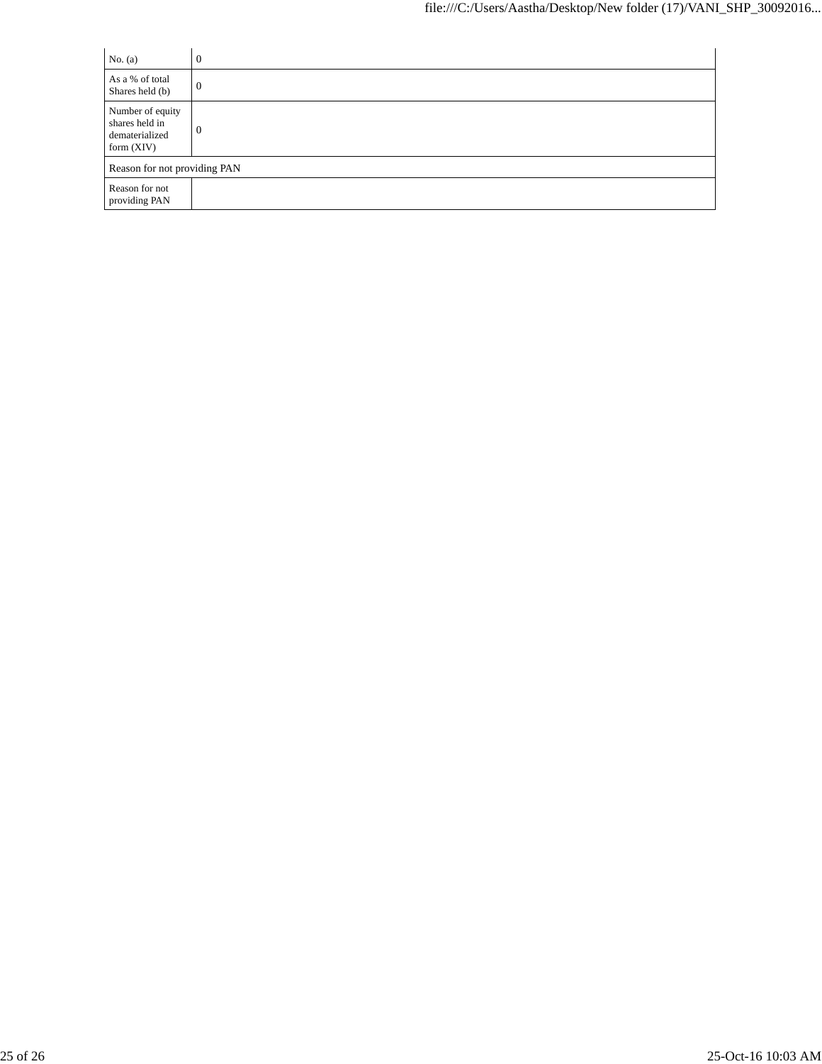| | |
|---|---|
| No. (a) | 0 |
| As a % of total Shares held (b) | 0 |
| Number of equity shares held in dematerialized form (XIV) | 0 |
| Reason for not providing PAN | |
| Reason for not providing PAN | |